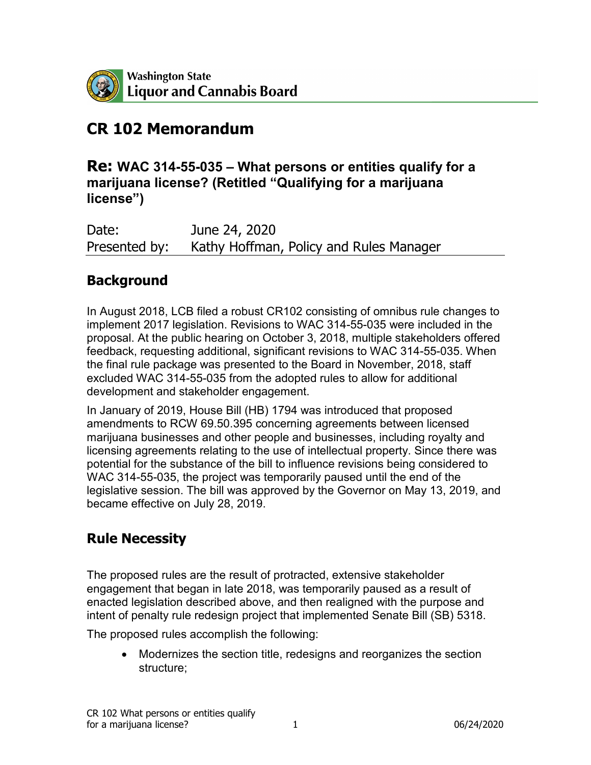Washington State
Liquor and Cannabis Board

# CR 102 Memorandum

## Re: WAC 314-55-035 – What persons or entities qualify for a marijuana license? (Retitled "Qualifying for a marijuana license")

| Date: | June 24, 2020 |
|---|---|
| Presented by: | Kathy Hoffman, Policy and Rules Manager |

## Background

In August 2018, LCB filed a robust CR102 consisting of omnibus rule changes to implement 2017 legislation. Revisions to WAC 314-55-035 were included in the proposal. At the public hearing on October 3, 2018, multiple stakeholders offered feedback, requesting additional, significant revisions to WAC 314-55-035. When the final rule package was presented to the Board in November, 2018, staff excluded WAC 314-55-035 from the adopted rules to allow for additional development and stakeholder engagement.

In January of 2019, House Bill (HB) 1794 was introduced that proposed amendments to RCW 69.50.395 concerning agreements between licensed marijuana businesses and other people and businesses, including royalty and licensing agreements relating to the use of intellectual property. Since there was potential for the substance of the bill to influence revisions being considered to WAC 314-55-035, the project was temporarily paused until the end of the legislative session. The bill was approved by the Governor on May 13, 2019, and became effective on July 28, 2019.

## Rule Necessity

The proposed rules are the result of protracted, extensive stakeholder engagement that began in late 2018, was temporarily paused as a result of enacted legislation described above, and then realigned with the purpose and intent of penalty rule redesign project that implemented Senate Bill (SB) 5318.

The proposed rules accomplish the following:

- Modernizes the section title, redesigns and reorganizes the section structure;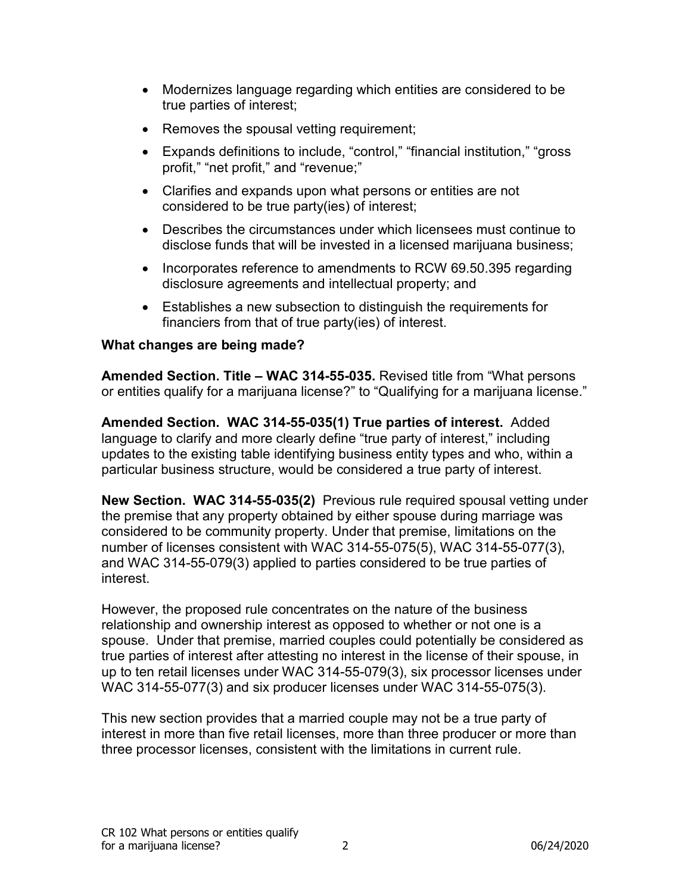- Modernizes language regarding which entities are considered to be true parties of interest;
- Removes the spousal vetting requirement;
- Expands definitions to include, "control," "financial institution," "gross profit," "net profit," and "revenue;"
- Clarifies and expands upon what persons or entities are not considered to be true party(ies) of interest;
- Describes the circumstances under which licensees must continue to disclose funds that will be invested in a licensed marijuana business;
- Incorporates reference to amendments to RCW 69.50.395 regarding disclosure agreements and intellectual property; and
- Establishes a new subsection to distinguish the requirements for financiers from that of true party(ies) of interest.

**What changes are being made?**

**Amended Section. Title – WAC 314-55-035.** Revised title from "What persons or entities qualify for a marijuana license?" to "Qualifying for a marijuana license."

**Amended Section. WAC 314-55-035(1) True parties of interest.** Added language to clarify and more clearly define "true party of interest," including updates to the existing table identifying business entity types and who, within a particular business structure, would be considered a true party of interest.

**New Section. WAC 314-55-035(2)** Previous rule required spousal vetting under the premise that any property obtained by either spouse during marriage was considered to be community property. Under that premise, limitations on the number of licenses consistent with WAC 314-55-075(5), WAC 314-55-077(3), and WAC 314-55-079(3) applied to parties considered to be true parties of interest.

However, the proposed rule concentrates on the nature of the business relationship and ownership interest as opposed to whether or not one is a spouse. Under that premise, married couples could potentially be considered as true parties of interest after attesting no interest in the license of their spouse, in up to ten retail licenses under WAC 314-55-079(3), six processor licenses under WAC 314-55-077(3) and six producer licenses under WAC 314-55-075(3).

This new section provides that a married couple may not be a true party of interest in more than five retail licenses, more than three producer or more than three processor licenses, consistent with the limitations in current rule.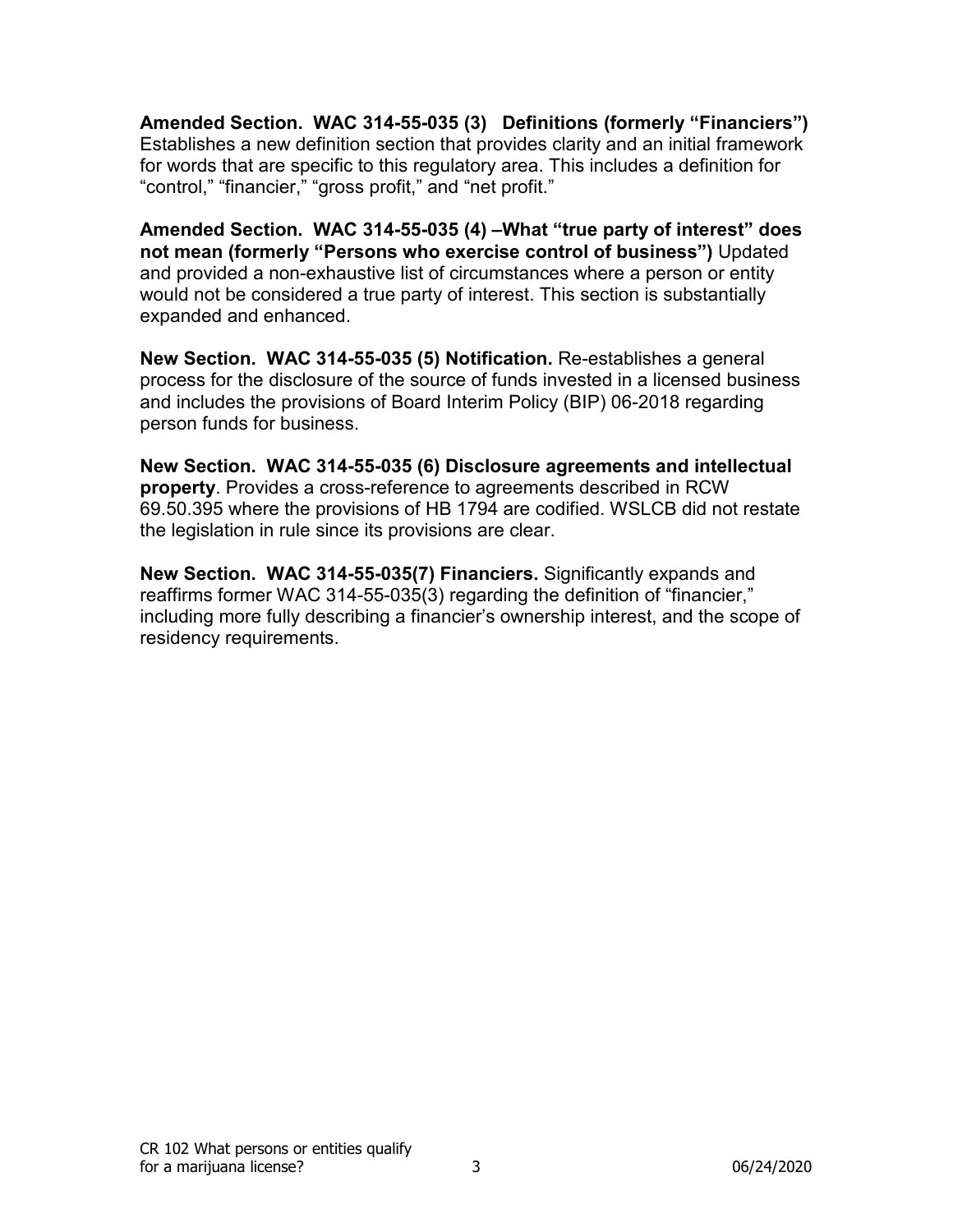**Amended Section. WAC 314-55-035 (3) Definitions (formerly "Financiers")** Establishes a new definition section that provides clarity and an initial framework for words that are specific to this regulatory area. This includes a definition for "control," "financier," "gross profit," and "net profit."

**Amended Section. WAC 314-55-035 (4) –What "true party of interest" does not mean (formerly "Persons who exercise control of business")** Updated and provided a non-exhaustive list of circumstances where a person or entity would not be considered a true party of interest. This section is substantially expanded and enhanced.

**New Section. WAC 314-55-035 (5) Notification.** Re-establishes a general process for the disclosure of the source of funds invested in a licensed business and includes the provisions of Board Interim Policy (BIP) 06-2018 regarding person funds for business.

**New Section. WAC 314-55-035 (6) Disclosure agreements and intellectual property**. Provides a cross-reference to agreements described in RCW 69.50.395 where the provisions of HB 1794 are codified. WSLCB did not restate the legislation in rule since its provisions are clear.

**New Section. WAC 314-55-035(7) Financiers.** Significantly expands and reaffirms former WAC 314-55-035(3) regarding the definition of "financier," including more fully describing a financier's ownership interest, and the scope of residency requirements.